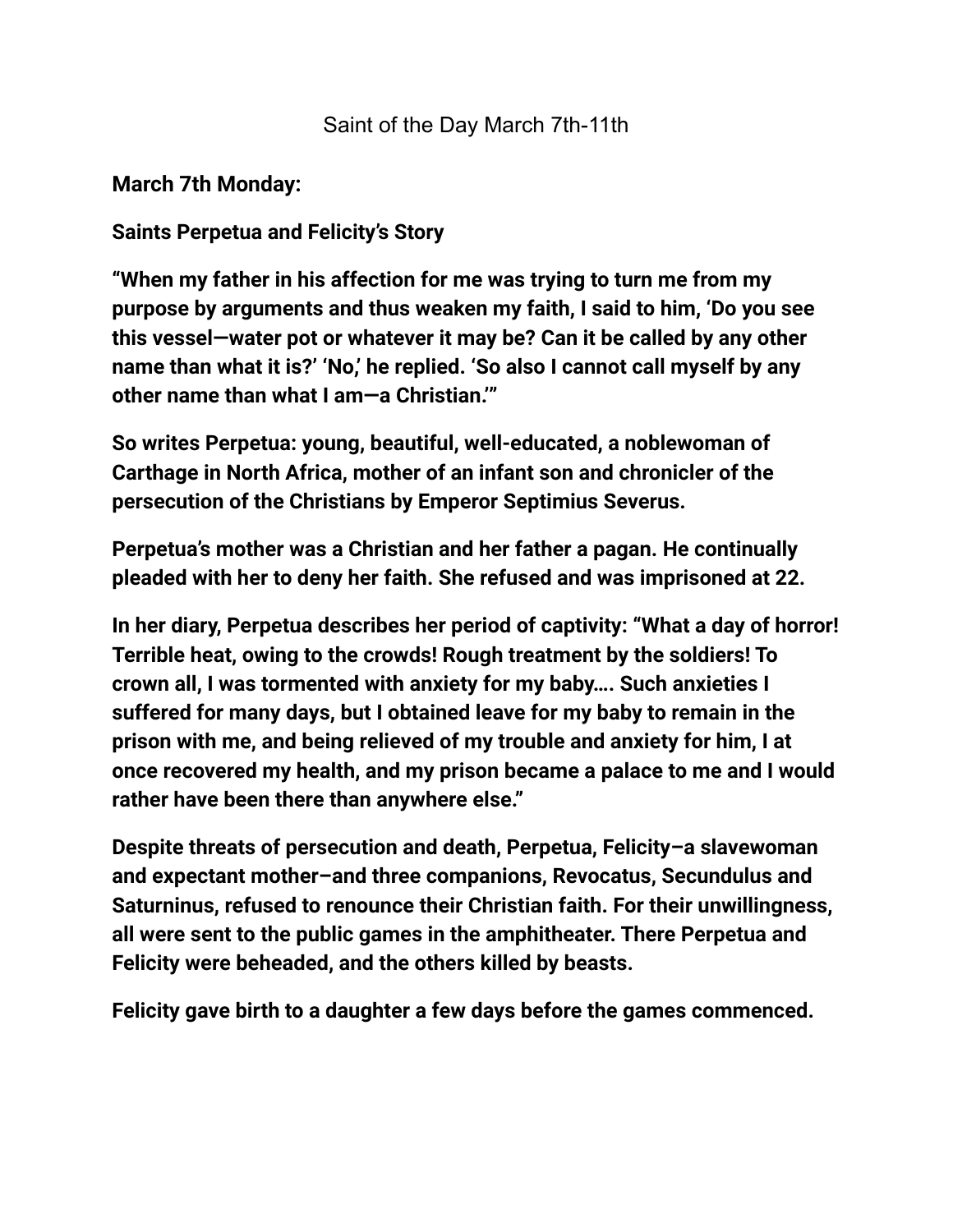# Saint of the Day March 7th-11th

**March 7th Monday:**

**Saints Perpetua and Felicity's Story**

**"When my father in his affection for me was trying to turn me from my purpose by arguments and thus weaken my faith, I said to him, 'Do you see this vessel—water pot or whatever it may be? Can it be called by any other name than what it is?' 'No,' he replied. 'So also I cannot call myself by any other name than what I am—a Christian.'"**

**So writes Perpetua: young, beautiful, well-educated, a noblewoman of Carthage in North Africa, mother of an infant son and chronicler of the persecution of the Christians by Emperor Septimius Severus.**

**Perpetua's mother was a Christian and her father a pagan. He continually pleaded with her to deny her faith. She refused and was imprisoned at 22.**

**In her diary, Perpetua describes her period of captivity: "What a day of horror! Terrible heat, owing to the crowds! Rough treatment by the soldiers! To crown all, I was tormented with anxiety for my baby…. Such anxieties I suffered for many days, but I obtained leave for my baby to remain in the prison with me, and being relieved of my trouble and anxiety for him, I at once recovered my health, and my prison became a palace to me and I would rather have been there than anywhere else."**

**Despite threats of persecution and death, Perpetua, Felicity–a slavewoman and expectant mother–and three companions, Revocatus, Secundulus and Saturninus, refused to renounce their Christian faith. For their unwillingness, all were sent to the public games in the amphitheater. There Perpetua and Felicity were beheaded, and the others killed by beasts.**

**Felicity gave birth to a daughter a few days before the games commenced.**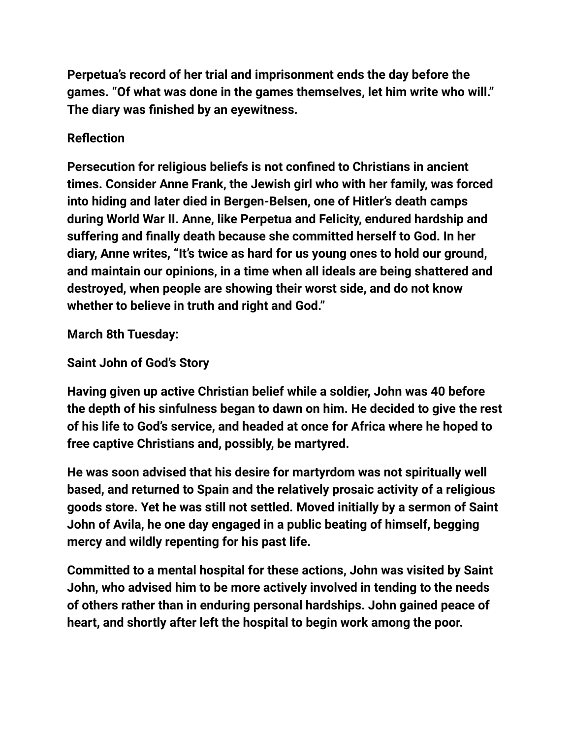**Perpetua's record of her trial and imprisonment ends the day before the games. "Of what was done in the games themselves, let him write who will." The diary was finished by an eyewitness.**

**Reflection**

**Persecution for religious beliefs is not confined to Christians in ancient times. Consider Anne Frank, the Jewish girl who with her family, was forced into hiding and later died in Bergen-Belsen, one of Hitler's death camps during World War II. Anne, like Perpetua and Felicity, endured hardship and suffering and finally death because she committed herself to God. In her diary, Anne writes, "It's twice as hard for us young ones to hold our ground, and maintain our opinions, in a time when all ideals are being shattered and destroyed, when people are showing their worst side, and do not know whether to believe in truth and right and God."**

**March 8th Tuesday:**

**Saint John of God's Story**

**Having given up active Christian belief while a soldier, John was 40 before the depth of his sinfulness began to dawn on him. He decided to give the rest of his life to God's service, and headed at once for Africa where he hoped to free captive Christians and, possibly, be martyred.**

**He was soon advised that his desire for martyrdom was not spiritually well based, and returned to Spain and the relatively prosaic activity of a religious goods store. Yet he was still not settled. Moved initially by a sermon of Saint John of Avila, he one day engaged in a public beating of himself, begging mercy and wildly repenting for his past life.**

**Committed to a mental hospital for these actions, John was visited by Saint John, who advised him to be more actively involved in tending to the needs of others rather than in enduring personal hardships. John gained peace of heart, and shortly after left the hospital to begin work among the poor.**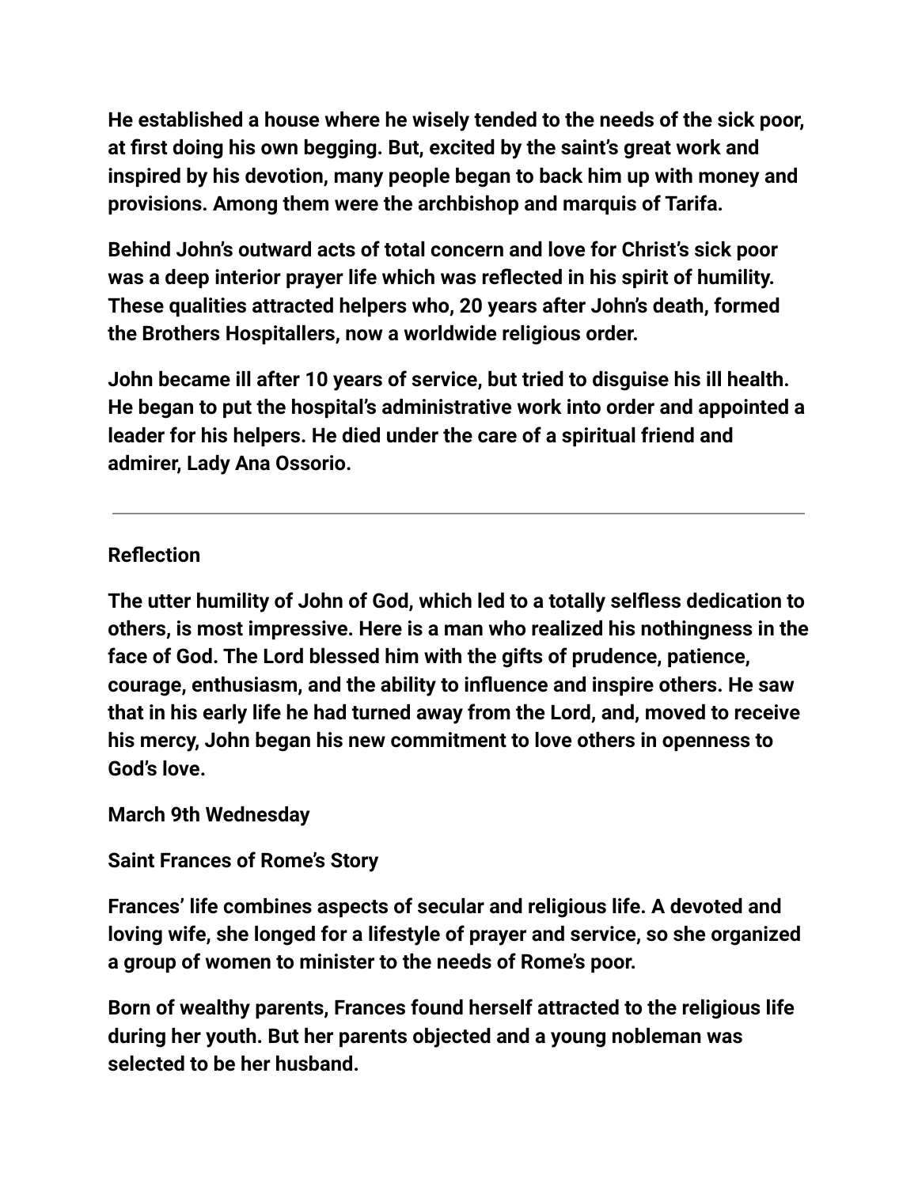He established a house where he wisely tended to the needs of the sick poor, at first doing his own begging. But, excited by the saint's great work and inspired by his devotion, many people began to back him up with money and provisions. Among them were the archbishop and marquis of Tarifa.

Behind John's outward acts of total concern and love for Christ's sick poor was a deep interior prayer life which was reflected in his spirit of humility. These qualities attracted helpers who, 20 years after John's death, formed the Brothers Hospitallers, now a worldwide religious order.

John became ill after 10 years of service, but tried to disguise his ill health. He began to put the hospital's administrative work into order and appointed a leader for his helpers. He died under the care of a spiritual friend and admirer, Lady Ana Ossorio.

---

**Reflection**

The utter humility of John of God, which led to a totally selfless dedication to others, is most impressive. Here is a man who realized his nothingness in the face of God. The Lord blessed him with the gifts of prudence, patience, courage, enthusiasm, and the ability to influence and inspire others. He saw that in his early life he had turned away from the Lord, and, moved to receive his mercy, John began his new commitment to love others in openness to God's love.

**March 9th Wednesday**

**Saint Frances of Rome's Story**

Frances' life combines aspects of secular and religious life. A devoted and loving wife, she longed for a lifestyle of prayer and service, so she organized a group of women to minister to the needs of Rome's poor.

Born of wealthy parents, Frances found herself attracted to the religious life during her youth. But her parents objected and a young nobleman was selected to be her husband.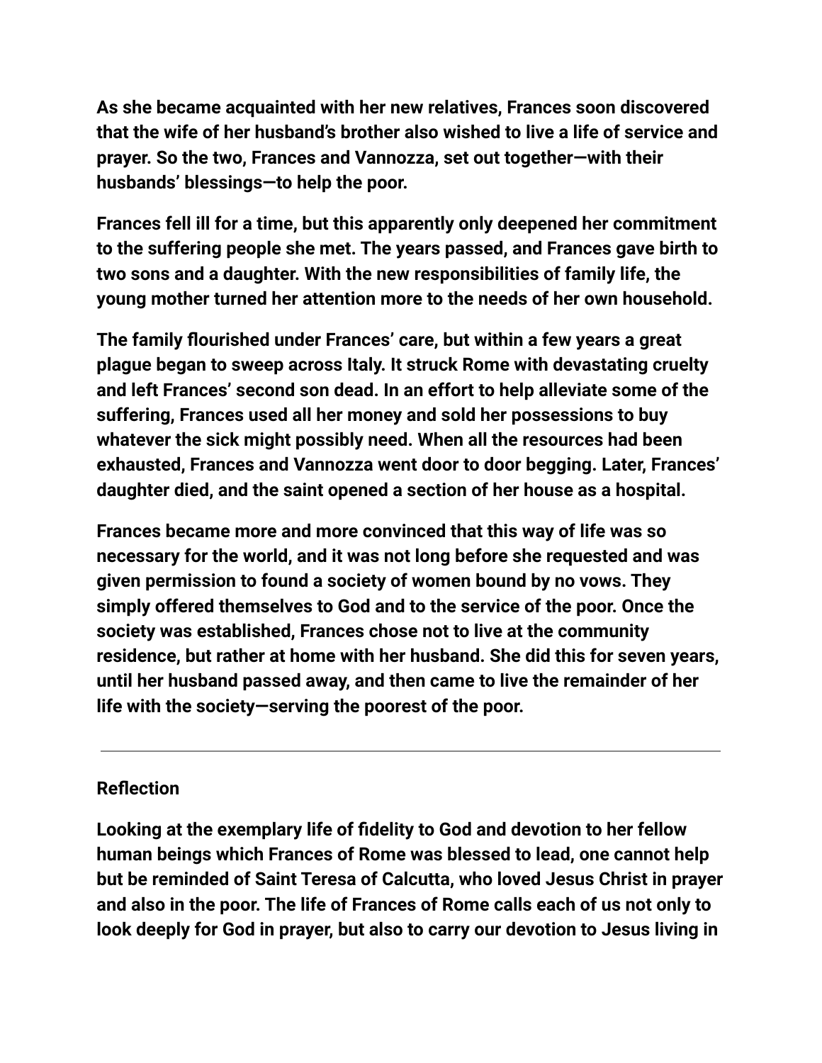As she became acquainted with her new relatives, Frances soon discovered that the wife of her husband's brother also wished to live a life of service and prayer. So the two, Frances and Vannozza, set out together—with their husbands' blessings—to help the poor.

Frances fell ill for a time, but this apparently only deepened her commitment to the suffering people she met. The years passed, and Frances gave birth to two sons and a daughter. With the new responsibilities of family life, the young mother turned her attention more to the needs of her own household.

The family flourished under Frances' care, but within a few years a great plague began to sweep across Italy. It struck Rome with devastating cruelty and left Frances' second son dead. In an effort to help alleviate some of the suffering, Frances used all her money and sold her possessions to buy whatever the sick might possibly need. When all the resources had been exhausted, Frances and Vannozza went door to door begging. Later, Frances' daughter died, and the saint opened a section of her house as a hospital.

Frances became more and more convinced that this way of life was so necessary for the world, and it was not long before she requested and was given permission to found a society of women bound by no vows. They simply offered themselves to God and to the service of the poor. Once the society was established, Frances chose not to live at the community residence, but rather at home with her husband. She did this for seven years, until her husband passed away, and then came to live the remainder of her life with the society—serving the poorest of the poor.

---

## Reflection

Looking at the exemplary life of fidelity to God and devotion to her fellow human beings which Frances of Rome was blessed to lead, one cannot help but be reminded of Saint Teresa of Calcutta, who loved Jesus Christ in prayer and also in the poor. The life of Frances of Rome calls each of us not only to look deeply for God in prayer, but also to carry our devotion to Jesus living in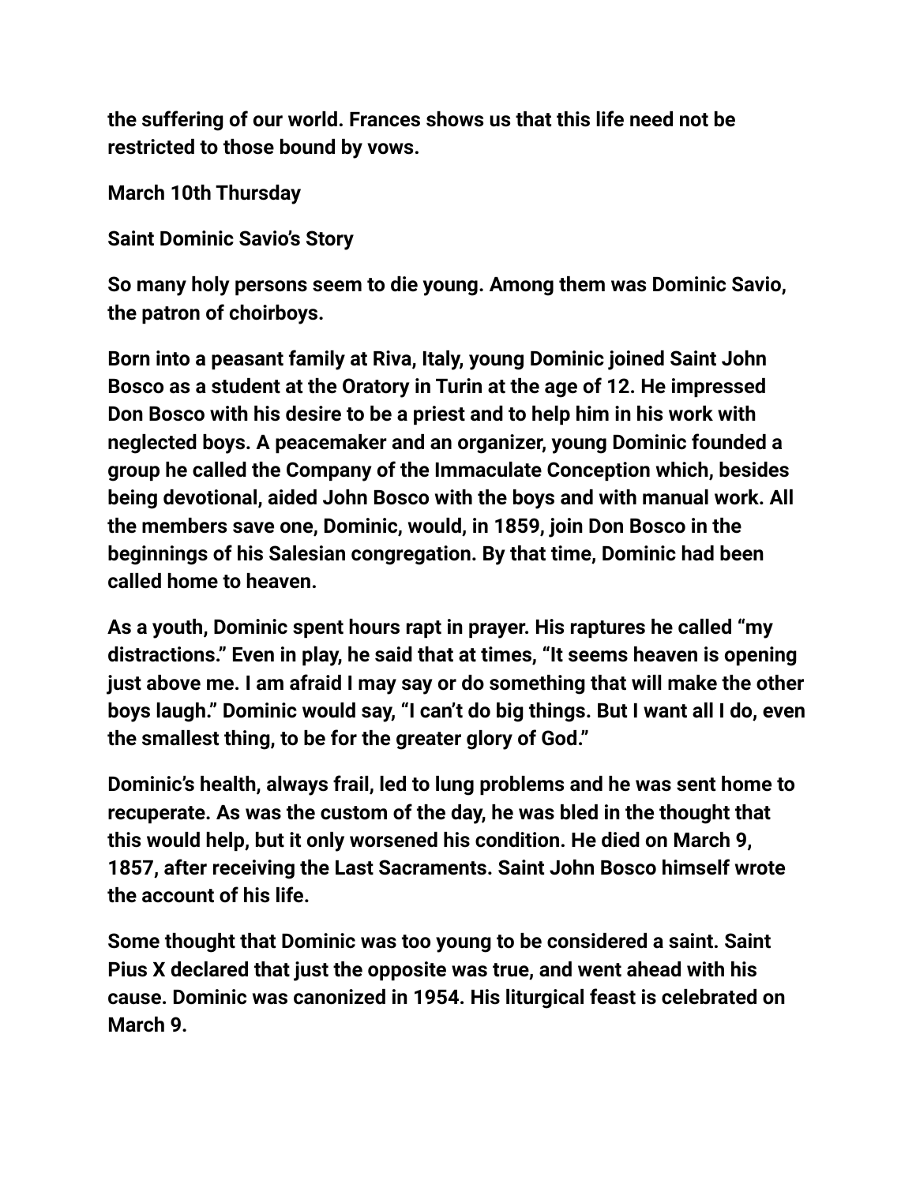**the suffering of our world. Frances shows us that this life need not be restricted to those bound by vows.**

**March 10th Thursday**

**Saint Dominic Savio's Story**

**So many holy persons seem to die young. Among them was Dominic Savio, the patron of choirboys.**

**Born into a peasant family at Riva, Italy, young Dominic joined Saint John Bosco as a student at the Oratory in Turin at the age of 12. He impressed Don Bosco with his desire to be a priest and to help him in his work with neglected boys. A peacemaker and an organizer, young Dominic founded a group he called the Company of the Immaculate Conception which, besides being devotional, aided John Bosco with the boys and with manual work. All the members save one, Dominic, would, in 1859, join Don Bosco in the beginnings of his Salesian congregation. By that time, Dominic had been called home to heaven.**

**As a youth, Dominic spent hours rapt in prayer. His raptures he called "my distractions." Even in play, he said that at times, "It seems heaven is opening just above me. I am afraid I may say or do something that will make the other boys laugh." Dominic would say, "I can't do big things. But I want all I do, even the smallest thing, to be for the greater glory of God."**

**Dominic's health, always frail, led to lung problems and he was sent home to recuperate. As was the custom of the day, he was bled in the thought that this would help, but it only worsened his condition. He died on March 9, 1857, after receiving the Last Sacraments. Saint John Bosco himself wrote the account of his life.**

**Some thought that Dominic was too young to be considered a saint. Saint Pius X declared that just the opposite was true, and went ahead with his cause. Dominic was canonized in 1954. His liturgical feast is celebrated on March 9.**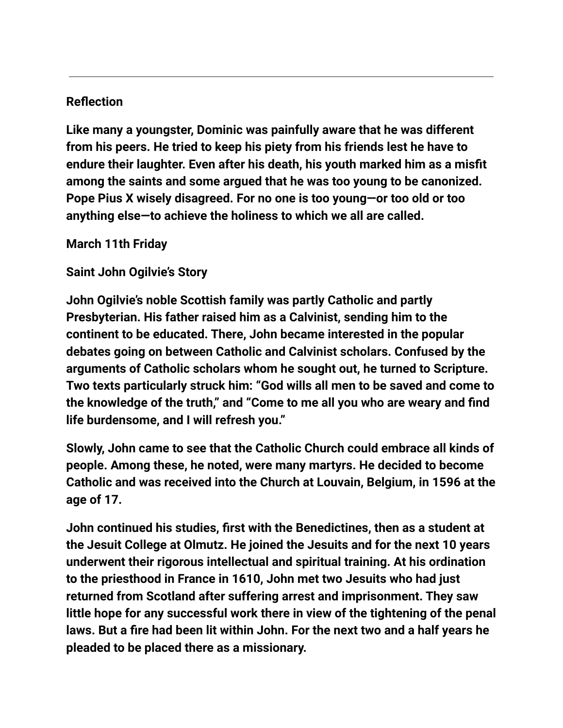---

**Reflection**

**Like many a youngster, Dominic was painfully aware that he was different from his peers. He tried to keep his piety from his friends lest he have to endure their laughter. Even after his death, his youth marked him as a misfit among the saints and some argued that he was too young to be canonized. Pope Pius X wisely disagreed. For no one is too young—or too old or too anything else—to achieve the holiness to which we all are called.**

**March 11th Friday**

**Saint John Ogilvie's Story**

**John Ogilvie's noble Scottish family was partly Catholic and partly Presbyterian. His father raised him as a Calvinist, sending him to the continent to be educated. There, John became interested in the popular debates going on between Catholic and Calvinist scholars. Confused by the arguments of Catholic scholars whom he sought out, he turned to Scripture. Two texts particularly struck him: "God wills all men to be saved and come to the knowledge of the truth," and "Come to me all you who are weary and find life burdensome, and I will refresh you."**

**Slowly, John came to see that the Catholic Church could embrace all kinds of people. Among these, he noted, were many martyrs. He decided to become Catholic and was received into the Church at Louvain, Belgium, in 1596 at the age of 17.**

**John continued his studies, first with the Benedictines, then as a student at the Jesuit College at Olmutz. He joined the Jesuits and for the next 10 years underwent their rigorous intellectual and spiritual training. At his ordination to the priesthood in France in 1610, John met two Jesuits who had just returned from Scotland after suffering arrest and imprisonment. They saw little hope for any successful work there in view of the tightening of the penal laws. But a fire had been lit within John. For the next two and a half years he pleaded to be placed there as a missionary.**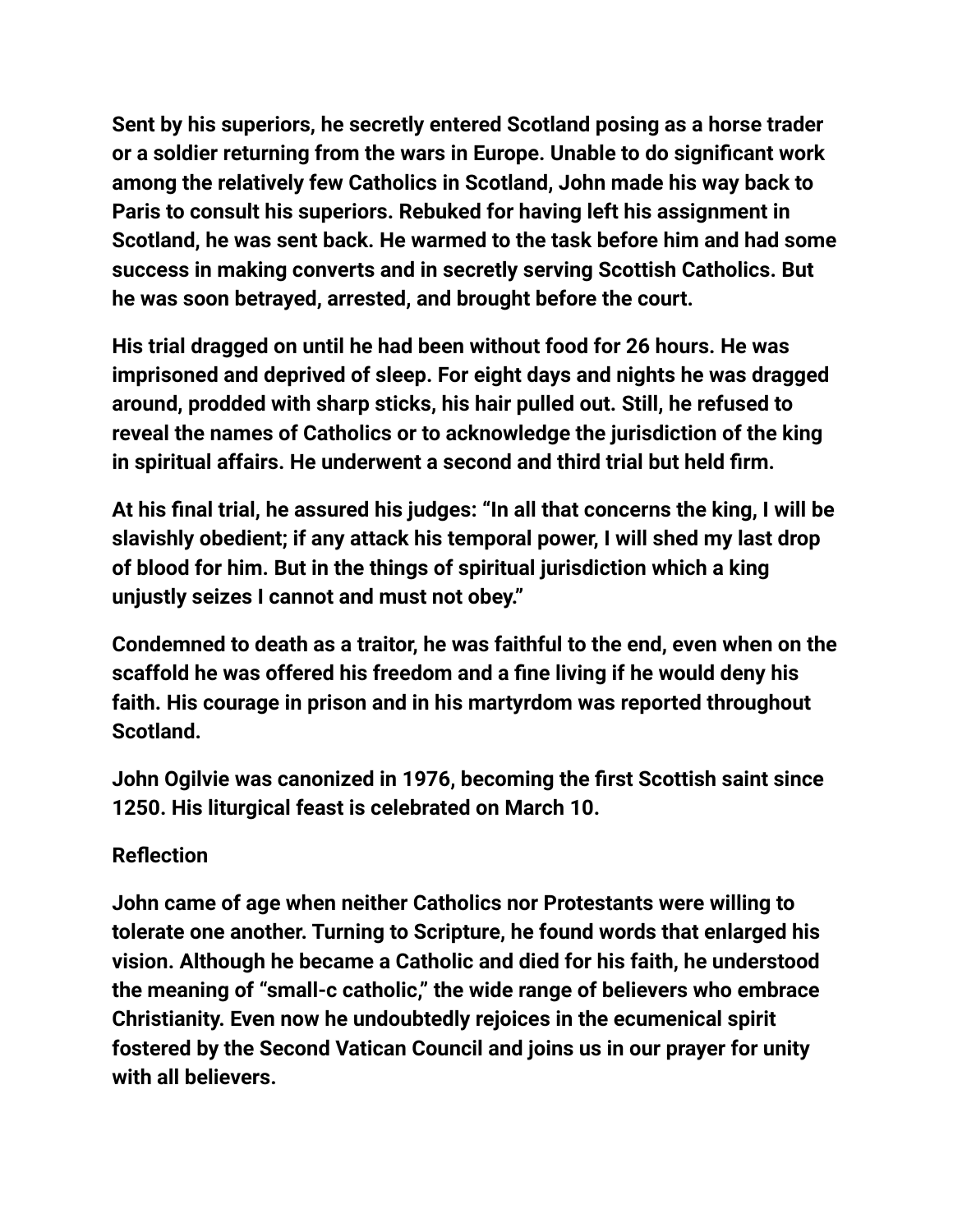**Sent by his superiors, he secretly entered Scotland posing as a horse trader or a soldier returning from the wars in Europe. Unable to do significant work among the relatively few Catholics in Scotland, John made his way back to Paris to consult his superiors. Rebuked for having left his assignment in Scotland, he was sent back. He warmed to the task before him and had some success in making converts and in secretly serving Scottish Catholics. But he was soon betrayed, arrested, and brought before the court.**

**His trial dragged on until he had been without food for 26 hours. He was imprisoned and deprived of sleep. For eight days and nights he was dragged around, prodded with sharp sticks, his hair pulled out. Still, he refused to reveal the names of Catholics or to acknowledge the jurisdiction of the king in spiritual affairs. He underwent a second and third trial but held firm.**

**At his final trial, he assured his judges: "In all that concerns the king, I will be slavishly obedient; if any attack his temporal power, I will shed my last drop of blood for him. But in the things of spiritual jurisdiction which a king unjustly seizes I cannot and must not obey."**

**Condemned to death as a traitor, he was faithful to the end, even when on the scaffold he was offered his freedom and a fine living if he would deny his faith. His courage in prison and in his martyrdom was reported throughout Scotland.**

**John Ogilvie was canonized in 1976, becoming the first Scottish saint since 1250. His liturgical feast is celebrated on March 10.**

**Reflection**

**John came of age when neither Catholics nor Protestants were willing to tolerate one another. Turning to Scripture, he found words that enlarged his vision. Although he became a Catholic and died for his faith, he understood the meaning of "small-c catholic," the wide range of believers who embrace Christianity. Even now he undoubtedly rejoices in the ecumenical spirit fostered by the Second Vatican Council and joins us in our prayer for unity with all believers.**